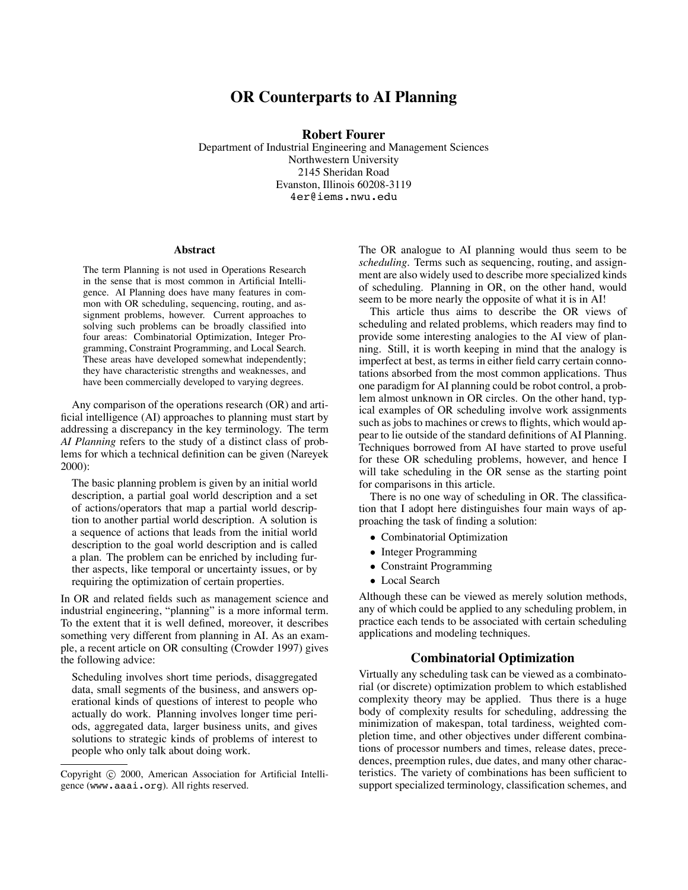# OR Counterparts to AI Planning

**Robert Fourer**

Department of Industrial Engineering and Management Sciences
Northwestern University
2145 Sheridan Road
Evanston, Illinois 60208-3119
4er@iems.nwu.edu

## Abstract

The term Planning is not used in Operations Research in the sense that is most common in Artificial Intelligence. AI Planning does have many features in common with OR scheduling, sequencing, routing, and assignment problems, however. Current approaches to solving such problems can be broadly classified into four areas: Combinatorial Optimization, Integer Programming, Constraint Programming, and Local Search. These areas have developed somewhat independently; they have characteristic strengths and weaknesses, and have been commercially developed to varying degrees.

Any comparison of the operations research (OR) and artificial intelligence (AI) approaches to planning must start by addressing a discrepancy in the key terminology. The term *AI Planning* refers to the study of a distinct class of problems for which a technical definition can be given (Nareyek 2000):

> The basic planning problem is given by an initial world description, a partial goal world description and a set of actions/operators that map a partial world description to another partial world description. A solution is a sequence of actions that leads from the initial world description to the goal world description and is called a plan. The problem can be enriched by including further aspects, like temporal or uncertainty issues, or by requiring the optimization of certain properties.

In OR and related fields such as management science and industrial engineering, "planning" is a more informal term. To the extent that it is well defined, moreover, it describes something very different from planning in AI. As an example, a recent article on OR consulting (Crowder 1997) gives the following advice:

> Scheduling involves short time periods, disaggregated data, small segments of the business, and answers operational kinds of questions of interest to people who actually do work. Planning involves longer time periods, aggregated data, larger business units, and gives solutions to strategic kinds of problems of interest to people who only talk about doing work.

Copyright © 2000, American Association for Artificial Intelligence (www.aaai.org). All rights reserved.

The OR analogue to AI planning would thus seem to be *scheduling*. Terms such as sequencing, routing, and assignment are also widely used to describe more specialized kinds of scheduling. Planning in OR, on the other hand, would seem to be more nearly the opposite of what it is in AI!

This article thus aims to describe the OR views of scheduling and related problems, which readers may find to provide some interesting analogies to the AI view of planning. Still, it is worth keeping in mind that the analogy is imperfect at best, as terms in either field carry certain connotations absorbed from the most common applications. Thus one paradigm for AI planning could be robot control, a problem almost unknown in OR circles. On the other hand, typical examples of OR scheduling involve work assignments such as jobs to machines or crews to flights, which would appear to lie outside of the standard definitions of AI Planning. Techniques borrowed from AI have started to prove useful for these OR scheduling problems, however, and hence I will take scheduling in the OR sense as the starting point for comparisons in this article.

There is no one way of scheduling in OR. The classification that I adopt here distinguishes four main ways of approaching the task of finding a solution:

- Combinatorial Optimization
- Integer Programming
- Constraint Programming
- Local Search

Although these can be viewed as merely solution methods, any of which could be applied to any scheduling problem, in practice each tends to be associated with certain scheduling applications and modeling techniques.

## Combinatorial Optimization

Virtually any scheduling task can be viewed as a combinatorial (or discrete) optimization problem to which established complexity theory may be applied. Thus there is a huge body of complexity results for scheduling, addressing the minimization of makespan, total tardiness, weighted completion time, and other objectives under different combinations of processor numbers and times, release dates, precedences, preemption rules, due dates, and many other characteristics. The variety of combinations has been sufficient to support specialized terminology, classification schemes, and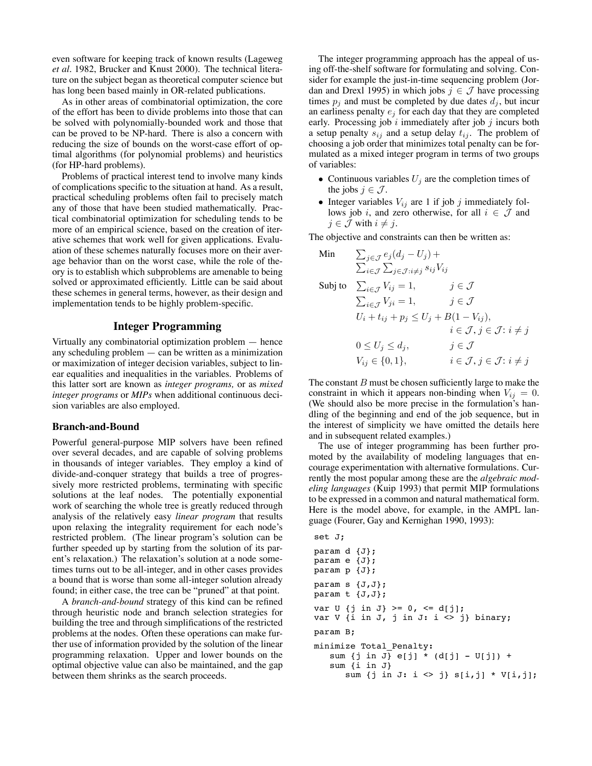even software for keeping track of known results (Lageweg *et al*. 1982, Brucker and Knust 2000). The technical literature on the subject began as theoretical computer science but has long been based mainly in OR-related publications.

As in other areas of combinatorial optimization, the core of the effort has been to divide problems into those that can be solved with polynomially-bounded work and those that can be proved to be NP-hard. There is also a concern with reducing the size of bounds on the worst-case effort of optimal algorithms (for polynomial problems) and heuristics (for HP-hard problems).

Problems of practical interest tend to involve many kinds of complications specific to the situation at hand. As a result, practical scheduling problems often fail to precisely match any of those that have been studied mathematically. Practical combinatorial optimization for scheduling tends to be more of an empirical science, based on the creation of iterative schemes that work well for given applications. Evaluation of these schemes naturally focuses more on their average behavior than on the worst case, while the role of theory is to establish which subproblems are amenable to being solved or approximated efficiently. Little can be said about these schemes in general terms, however, as their design and implementation tends to be highly problem-specific.

## Integer Programming

Virtually any combinatorial optimization problem — hence any scheduling problem — can be written as a minimization or maximization of integer decision variables, subject to linear equalities and inequalities in the variables. Problems of this latter sort are known as *integer programs,* or as *mixed integer programs* or *MIPs* when additional continuous decision variables are also employed.

### Branch-and-Bound

Powerful general-purpose MIP solvers have been refined over several decades, and are capable of solving problems in thousands of integer variables. They employ a kind of divide-and-conquer strategy that builds a tree of progressively more restricted problems, terminating with specific solutions at the leaf nodes. The potentially exponential work of searching the whole tree is greatly reduced through analysis of the relatively easy *linear program* that results upon relaxing the integrality requirement for each node's restricted problem. (The linear program's solution can be further speeded up by starting from the solution of its parent's relaxation.) The relaxation's solution at a node sometimes turns out to be all-integer, and in other cases provides a bound that is worse than some all-integer solution already found; in either case, the tree can be "pruned" at that point.

A *branch-and-bound* strategy of this kind can be refined through heuristic node and branch selection strategies for building the tree and through simplifications of the restricted problems at the nodes. Often these operations can make further use of information provided by the solution of the linear programming relaxation. Upper and lower bounds on the optimal objective value can also be maintained, and the gap between them shrinks as the search proceeds.

The integer programming approach has the appeal of using off-the-shelf software for formulating and solving. Consider for example the just-in-time sequencing problem (Jordan and Drexl 1995) in which jobs $j \in \mathcal{J}$ have processing times $p_j$ and must be completed by due dates $d_j$, but incur an earliness penalty $e_j$ for each day that they are completed early. Processing job $i$ immediately after job $j$ incurs both a setup penalty $s_{ij}$ and a setup delay $t_{ij}$. The problem of choosing a job order that minimizes total penalty can be formulated as a mixed integer program in terms of two groups of variables:

- Continuous variables $U_j$ are the completion times of the jobs $j \in \mathcal{J}$.
- Integer variables $V_{ij}$ are 1 if job $j$ immediately follows job $i$, and zero otherwise, for all $i \in \mathcal{J}$ and $j \in \mathcal{J}$ with $i \neq j$.

The objective and constraints can then be written as:

$$
\begin{array}{lll}
\text{Min} & \sum_{j \in \mathcal{J}} e_j(d_j - U_j) + & \\
& \sum_{i \in \mathcal{J}} \sum_{j \in \mathcal{J}: i \neq j} s_{ij} V_{ij} & \\
\text{Subj to} & \sum_{i \in \mathcal{J}} V_{ij} = 1, & j \in \mathcal{J} \\
& \sum_{i \in \mathcal{J}} V_{ji} = 1, & j \in \mathcal{J} \\
& U_i + t_{ij} + p_j \leq U_j + B(1 - V_{ij}), & \\
& & i \in \mathcal{J}, j \in \mathcal{J}: i \neq j \\
& 0 \leq U_j \leq d_j, & j \in \mathcal{J} \\
& V_{ij} \in \{0, 1\}, & i \in \mathcal{J}, j \in \mathcal{J}: i \neq j
\end{array}
$$

The constant $B$ must be chosen sufficiently large to make the constraint in which it appears non-binding when $V_{ij} = 0$. (We should also be more precise in the formulation's handling of the beginning and end of the job sequence, but in the interest of simplicity we have omitted the details here and in subsequent related examples.)

The use of integer programming has been further promoted by the availability of modeling languages that encourage experimentation with alternative formulations. Currently the most popular among these are the *algebraic modeling languages* (Kuip 1993) that permit MIP formulations to be expressed in a common and natural mathematical form. Here is the model above, for example, in the AMPL language (Fourer, Gay and Kernighan 1990, 1993):

```
set J;

param d {J};
param e {J};
param p {J};

param s {J,J};
param t {J,J};

var U {j in J} >= 0, <= d[j];
var V {i in J, j in J: i <> j} binary;

param B;

minimize Total_Penalty:
   sum {j in J} e[j] * (d[j] - U[j]) +
   sum {i in J}
      sum {j in J: i <> j} s[i,j] * V[i,j];
```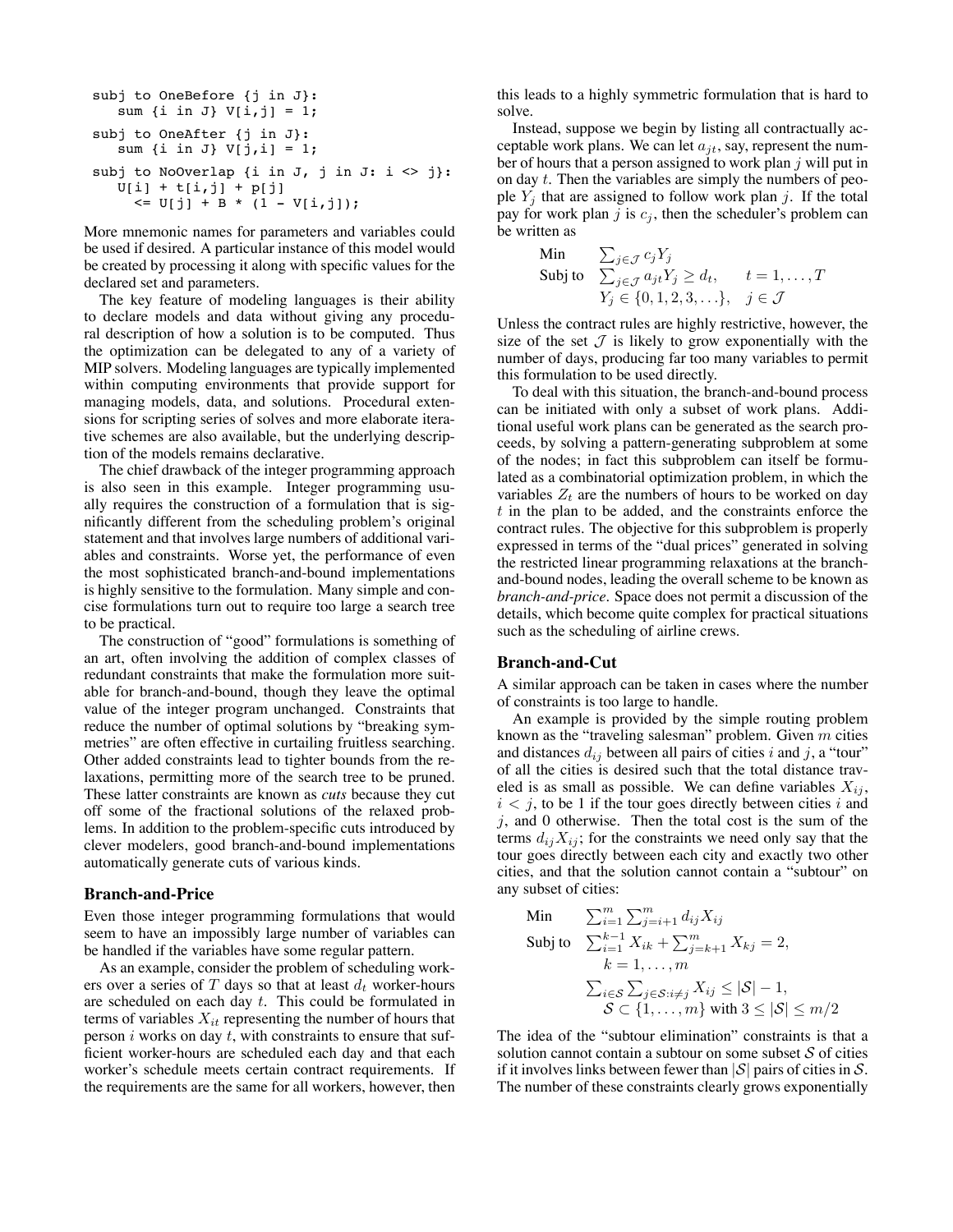```
subj to OneBefore {j in J}:
   sum {i in J} V[i,j] = 1;
subj to OneAfter {j in J}:
   sum {i in J} V[j,i] = 1;
subj to NoOverlap {i in J, j in J: i <> j}:
   U[i] + t[i,j] + p[j]
      <= U[j] + B * (1 - V[i,j]);
```

More mnemonic names for parameters and variables could be used if desired. A particular instance of this model would be created by processing it along with specific values for the declared set and parameters.

The key feature of modeling languages is their ability to declare models and data without giving any procedural description of how a solution is to be computed. Thus the optimization can be delegated to any of a variety of MIP solvers. Modeling languages are typically implemented within computing environments that provide support for managing models, data, and solutions. Procedural extensions for scripting series of solves and more elaborate iterative schemes are also available, but the underlying description of the models remains declarative.

The chief drawback of the integer programming approach is also seen in this example. Integer programming usually requires the construction of a formulation that is significantly different from the scheduling problem's original statement and that involves large numbers of additional variables and constraints. Worse yet, the performance of even the most sophisticated branch-and-bound implementations is highly sensitive to the formulation. Many simple and concise formulations turn out to require too large a search tree to be practical.

The construction of "good" formulations is something of an art, often involving the addition of complex classes of redundant constraints that make the formulation more suitable for branch-and-bound, though they leave the optimal value of the integer program unchanged. Constraints that reduce the number of optimal solutions by "breaking symmetries" are often effective in curtailing fruitless searching. Other added constraints lead to tighter bounds from the relaxations, permitting more of the search tree to be pruned. These latter constraints are known as *cuts* because they cut off some of the fractional solutions of the relaxed problems. In addition to the problem-specific cuts introduced by clever modelers, good branch-and-bound implementations automatically generate cuts of various kinds.

### Branch-and-Price

Even those integer programming formulations that would seem to have an impossibly large number of variables can be handled if the variables have some regular pattern.

As an example, consider the problem of scheduling workers over a series of $T$ days so that at least $d_t$ worker-hours are scheduled on each day $t$. This could be formulated in terms of variables $X_{it}$ representing the number of hours that person $i$ works on day $t$, with constraints to ensure that sufficient worker-hours are scheduled each day and that each worker's schedule meets certain contract requirements. If the requirements are the same for all workers, however, then this leads to a highly symmetric formulation that is hard to solve.

Instead, suppose we begin by listing all contractually acceptable work plans. We can let $a_{jt}$, say, represent the number of hours that a person assigned to work plan $j$ will put in on day $t$. Then the variables are simply the numbers of people $Y_j$ that are assigned to follow work plan $j$. If the total pay for work plan $j$ is $c_j$, then the scheduler's problem can be written as

$$
\begin{array}{ll}
\text{Min} & \sum_{j \in \mathcal{J}} c_j Y_j \\
\text{Subj to} & \sum_{j \in \mathcal{J}} a_{jt} Y_j \geq d_t, \qquad t = 1, \ldots, T \\
& Y_j \in \{0, 1, 2, 3, \ldots\}, \quad j \in \mathcal{J}
\end{array}
$$

Unless the contract rules are highly restrictive, however, the size of the set $\mathcal{J}$ is likely to grow exponentially with the number of days, producing far too many variables to permit this formulation to be used directly.

To deal with this situation, the branch-and-bound process can be initiated with only a subset of work plans. Additional useful work plans can be generated as the search proceeds, by solving a pattern-generating subproblem at some of the nodes; in fact this subproblem can itself be formulated as a combinatorial optimization problem, in which the variables $Z_t$ are the numbers of hours to be worked on day $t$ in the plan to be added, and the constraints enforce the contract rules. The objective for this subproblem is properly expressed in terms of the "dual prices" generated in solving the restricted linear programming relaxations at the branch-and-bound nodes, leading the overall scheme to be known as *branch-and-price*. Space does not permit a discussion of the details, which become quite complex for practical situations such as the scheduling of airline crews.

### Branch-and-Cut

A similar approach can be taken in cases where the number of constraints is too large to handle.

An example is provided by the simple routing problem known as the "traveling salesman" problem. Given $m$ cities and distances $d_{ij}$ between all pairs of cities $i$ and $j$, a "tour" of all the cities is desired such that the total distance traveled is as small as possible. We can define variables $X_{ij}$, $i < j$, to be 1 if the tour goes directly between cities $i$ and $j$, and 0 otherwise. Then the total cost is the sum of the terms $d_{ij} X_{ij}$; for the constraints we need only say that the tour goes directly between each city and exactly two other cities, and that the solution cannot contain a "subtour" on any subset of cities:

$$
\begin{array}{ll}
\text{Min} & \sum_{i=1}^{m} \sum_{j=i+1}^{m} d_{ij} X_{ij} \\
\text{Subj to} & \sum_{i=1}^{k-1} X_{ik} + \sum_{j=k+1}^{m} X_{kj} = 2, \\
& \quad k = 1, \ldots, m \\
& \sum_{i \in \mathcal{S}} \sum_{j \in \mathcal{S}: i \neq j} X_{ij} \leq |\mathcal{S}| - 1, \\
& \quad \mathcal{S} \subset \{1, \ldots, m\} \text{ with } 3 \leq |\mathcal{S}| \leq m/2
\end{array}
$$

The idea of the "subtour elimination" constraints is that a solution cannot contain a subtour on some subset $\mathcal{S}$ of cities if it involves links between fewer than $|\mathcal{S}|$ pairs of cities in $\mathcal{S}$. The number of these constraints clearly grows exponentially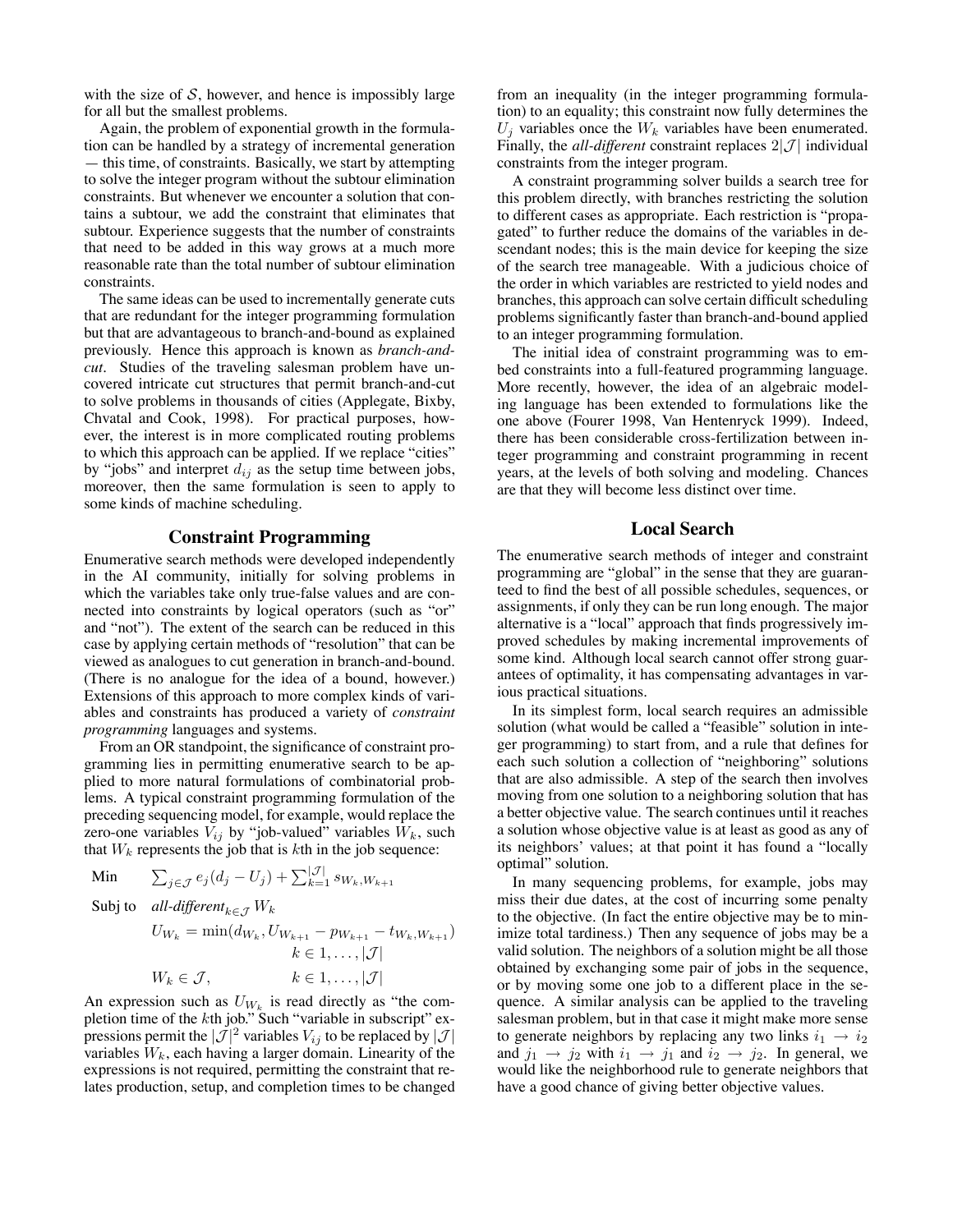with the size of $\mathcal{S}$, however, and hence is impossibly large for all but the smallest problems.

Again, the problem of exponential growth in the formulation can be handled by a strategy of incremental generation — this time, of constraints. Basically, we start by attempting to solve the integer program without the subtour elimination constraints. But whenever we encounter a solution that contains a subtour, we add the constraint that eliminates that subtour. Experience suggests that the number of constraints that need to be added in this way grows at a much more reasonable rate than the total number of subtour elimination constraints.

The same ideas can be used to incrementally generate cuts that are redundant for the integer programming formulation but that are advantageous to branch-and-bound as explained previously. Hence this approach is known as *branch-and-cut*. Studies of the traveling salesman problem have uncovered intricate cut structures that permit branch-and-cut to solve problems in thousands of cities (Applegate, Bixby, Chvatal and Cook, 1998). For practical purposes, however, the interest is in more complicated routing problems to which this approach can be applied. If we replace "cities" by "jobs" and interpret $d_{ij}$ as the setup time between jobs, moreover, then the same formulation is seen to apply to some kinds of machine scheduling.

## Constraint Programming

Enumerative search methods were developed independently in the AI community, initially for solving problems in which the variables take only true-false values and are connected into constraints by logical operators (such as "or" and "not"). The extent of the search can be reduced in this case by applying certain methods of "resolution" that can be viewed as analogues to cut generation in branch-and-bound. (There is no analogue for the idea of a bound, however.) Extensions of this approach to more complex kinds of variables and constraints has produced a variety of *constraint programming* languages and systems.

From an OR standpoint, the significance of constraint programming lies in permitting enumerative search to be applied to more natural formulations of combinatorial problems. A typical constraint programming formulation of the preceding sequencing model, for example, would replace the zero-one variables $V_{ij}$ by "job-valued" variables $W_k$, such that $W_k$ represents the job that is $k$th in the job sequence:

$$
\begin{aligned}
\text{Min} \quad & \textstyle\sum_{j \in \mathcal{J}} e_j (d_j - U_j) + \sum_{k=1}^{|\mathcal{J}|} s_{W_k, W_{k+1}} \\
\text{Subj to} \quad & \textit{all-different}_{k \in \mathcal{J}}\, W_k \\
& U_{W_k} = \min(d_{W_k}, U_{W_{k+1}} - p_{W_{k+1}} - t_{W_k, W_{k+1}}) \\
& \qquad\qquad\qquad k \in 1, \ldots, |\mathcal{J}| \\
& W_k \in \mathcal{J}, \qquad\qquad k \in 1, \ldots, |\mathcal{J}|
\end{aligned}
$$

An expression such as $U_{W_k}$ is read directly as "the completion time of the $k$th job." Such "variable in subscript" expressions permit the $|\mathcal{J}|^2$ variables $V_{ij}$ to be replaced by $|\mathcal{J}|$ variables $W_k$, each having a larger domain. Linearity of the expressions is not required, permitting the constraint that relates production, setup, and completion times to be changed from an inequality (in the integer programming formulation) to an equality; this constraint now fully determines the $U_j$ variables once the $W_k$ variables have been enumerated. Finally, the *all-different* constraint replaces $2|\mathcal{J}|$ individual constraints from the integer program.

A constraint programming solver builds a search tree for this problem directly, with branches restricting the solution to different cases as appropriate. Each restriction is "propagated" to further reduce the domains of the variables in descendant nodes; this is the main device for keeping the size of the search tree manageable. With a judicious choice of the order in which variables are restricted to yield nodes and branches, this approach can solve certain difficult scheduling problems significantly faster than branch-and-bound applied to an integer programming formulation.

The initial idea of constraint programming was to embed constraints into a full-featured programming language. More recently, however, the idea of an algebraic modeling language has been extended to formulations like the one above (Fourer 1998, Van Hentenryck 1999). Indeed, there has been considerable cross-fertilization between integer programming and constraint programming in recent years, at the levels of both solving and modeling. Chances are that they will become less distinct over time.

## Local Search

The enumerative search methods of integer and constraint programming are "global" in the sense that they are guaranteed to find the best of all possible schedules, sequences, or assignments, if only they can be run long enough. The major alternative is a "local" approach that finds progressively improved schedules by making incremental improvements of some kind. Although local search cannot offer strong guarantees of optimality, it has compensating advantages in various practical situations.

In its simplest form, local search requires an admissible solution (what would be called a "feasible" solution in integer programming) to start from, and a rule that defines for each such solution a collection of "neighboring" solutions that are also admissible. A step of the search then involves moving from one solution to a neighboring solution that has a better objective value. The search continues until it reaches a solution whose objective value is at least as good as any of its neighbors' values; at that point it has found a "locally optimal" solution.

In many sequencing problems, for example, jobs may miss their due dates, at the cost of incurring some penalty to the objective. (In fact the entire objective may be to minimize total tardiness.) Then any sequence of jobs may be a valid solution. The neighbors of a solution might be all those obtained by exchanging some pair of jobs in the sequence, or by moving some one job to a different place in the sequence. A similar analysis can be applied to the traveling salesman problem, but in that case it might make more sense to generate neighbors by replacing any two links $i_1 \to i_2$ and $j_1 \to j_2$ with $i_1 \to j_1$ and $i_2 \to j_2$. In general, we would like the neighborhood rule to generate neighbors that have a good chance of giving better objective values.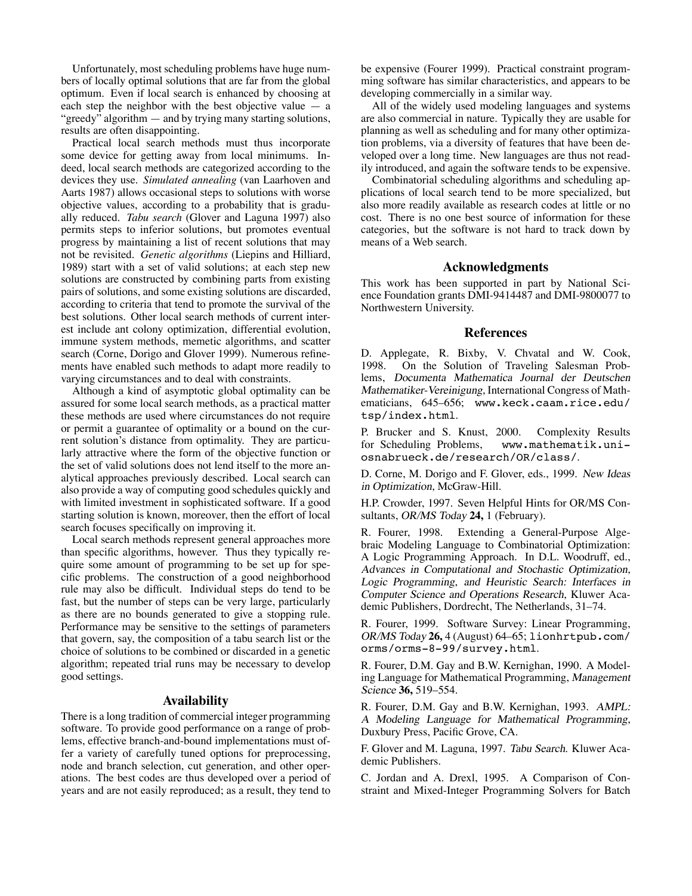Unfortunately, most scheduling problems have huge numbers of locally optimal solutions that are far from the global optimum. Even if local search is enhanced by choosing at each step the neighbor with the best objective value — a "greedy" algorithm — and by trying many starting solutions, results are often disappointing.

Practical local search methods must thus incorporate some device for getting away from local minimums. Indeed, local search methods are categorized according to the devices they use. *Simulated annealing* (van Laarhoven and Aarts 1987) allows occasional steps to solutions with worse objective values, according to a probability that is gradually reduced. *Tabu search* (Glover and Laguna 1997) also permits steps to inferior solutions, but promotes eventual progress by maintaining a list of recent solutions that may not be revisited. *Genetic algorithms* (Liepins and Hilliard, 1989) start with a set of valid solutions; at each step new solutions are constructed by combining parts from existing pairs of solutions, and some existing solutions are discarded, according to criteria that tend to promote the survival of the best solutions. Other local search methods of current interest include ant colony optimization, differential evolution, immune system methods, memetic algorithms, and scatter search (Corne, Dorigo and Glover 1999). Numerous refinements have enabled such methods to adapt more readily to varying circumstances and to deal with constraints.

Although a kind of asymptotic global optimality can be assured for some local search methods, as a practical matter these methods are used where circumstances do not require or permit a guarantee of optimality or a bound on the current solution's distance from optimality. They are particularly attractive where the form of the objective function or the set of valid solutions does not lend itself to the more analytical approaches previously described. Local search can also provide a way of computing good schedules quickly and with limited investment in sophisticated software. If a good starting solution is known, moreover, then the effort of local search focuses specifically on improving it.

Local search methods represent general approaches more than specific algorithms, however. Thus they typically require some amount of programming to be set up for specific problems. The construction of a good neighborhood rule may also be difficult. Individual steps do tend to be fast, but the number of steps can be very large, particularly as there are no bounds generated to give a stopping rule. Performance may be sensitive to the settings of parameters that govern, say, the composition of a tabu search list or the choice of solutions to be combined or discarded in a genetic algorithm; repeated trial runs may be necessary to develop good settings.

## Availability

There is a long tradition of commercial integer programming software. To provide good performance on a range of problems, effective branch-and-bound implementations must offer a variety of carefully tuned options for preprocessing, node and branch selection, cut generation, and other operations. The best codes are thus developed over a period of years and are not easily reproduced; as a result, they tend to be expensive (Fourer 1999). Practical constraint programming software has similar characteristics, and appears to be developing commercially in a similar way.

All of the widely used modeling languages and systems are also commercial in nature. Typically they are usable for planning as well as scheduling and for many other optimization problems, via a diversity of features that have been developed over a long time. New languages are thus not readily introduced, and again the software tends to be expensive.

Combinatorial scheduling algorithms and scheduling applications of local search tend to be more specialized, but also more readily available as research codes at little or no cost. There is no one best source of information for these categories, but the software is not hard to track down by means of a Web search.

## Acknowledgments

This work has been supported in part by National Science Foundation grants DMI-9414487 and DMI-9800077 to Northwestern University.

## References

D. Applegate, R. Bixby, V. Chvatal and W. Cook, 1998. On the Solution of Traveling Salesman Problems, *Documenta Mathematica Journal der Deutschen Mathematiker-Vereinigung*, International Congress of Mathematicians, 645–656; `www.keck.caam.rice.edu/tsp/index.html`.

P. Brucker and S. Knust, 2000. Complexity Results for Scheduling Problems, `www.mathematik.uni-osnabrueck.de/research/OR/class/`.

D. Corne, M. Dorigo and F. Glover, eds., 1999. *New Ideas in Optimization*, McGraw-Hill.

H.P. Crowder, 1997. Seven Helpful Hints for OR/MS Consultants, *OR/MS Today* **24,** 1 (February).

R. Fourer, 1998. Extending a General-Purpose Algebraic Modeling Language to Combinatorial Optimization: A Logic Programming Approach. In D.L. Woodruff, ed., *Advances in Computational and Stochastic Optimization, Logic Programming, and Heuristic Search: Interfaces in Computer Science and Operations Research*, Kluwer Academic Publishers, Dordrecht, The Netherlands, 31–74.

R. Fourer, 1999. Software Survey: Linear Programming, *OR/MS Today* **26,** 4 (August) 64–65; `lionhrtpub.com/orms/orms-8-99/survey.html`.

R. Fourer, D.M. Gay and B.W. Kernighan, 1990. A Modeling Language for Mathematical Programming, *Management Science* **36,** 519–554.

R. Fourer, D.M. Gay and B.W. Kernighan, 1993. *AMPL: A Modeling Language for Mathematical Programming*, Duxbury Press, Pacific Grove, CA.

F. Glover and M. Laguna, 1997. *Tabu Search*. Kluwer Academic Publishers.

C. Jordan and A. Drexl, 1995. A Comparison of Constraint and Mixed-Integer Programming Solvers for Batch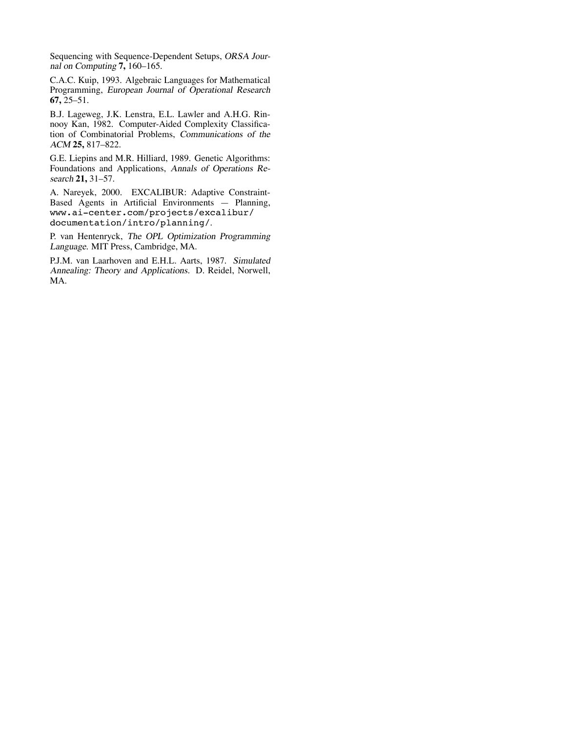Sequencing with Sequence-Dependent Setups, *ORSA Journal on Computing* **7,** 160–165.

C.A.C. Kuip, 1993. Algebraic Languages for Mathematical Programming, *European Journal of Operational Research* **67,** 25–51.

B.J. Lageweg, J.K. Lenstra, E.L. Lawler and A.H.G. Rinnooy Kan, 1982. Computer-Aided Complexity Classification of Combinatorial Problems, *Communications of the ACM* **25,** 817–822.

G.E. Liepins and M.R. Hilliard, 1989. Genetic Algorithms: Foundations and Applications, *Annals of Operations Research* **21,** 31–57.

A. Nareyek, 2000. EXCALIBUR: Adaptive Constraint-Based Agents in Artificial Environments — Planning, `www.ai-center.com/projects/excalibur/documentation/intro/planning/`.

P. van Hentenryck, *The OPL Optimization Programming Language*. MIT Press, Cambridge, MA.

P.J.M. van Laarhoven and E.H.L. Aarts, 1987. *Simulated Annealing: Theory and Applications*. D. Reidel, Norwell, MA.